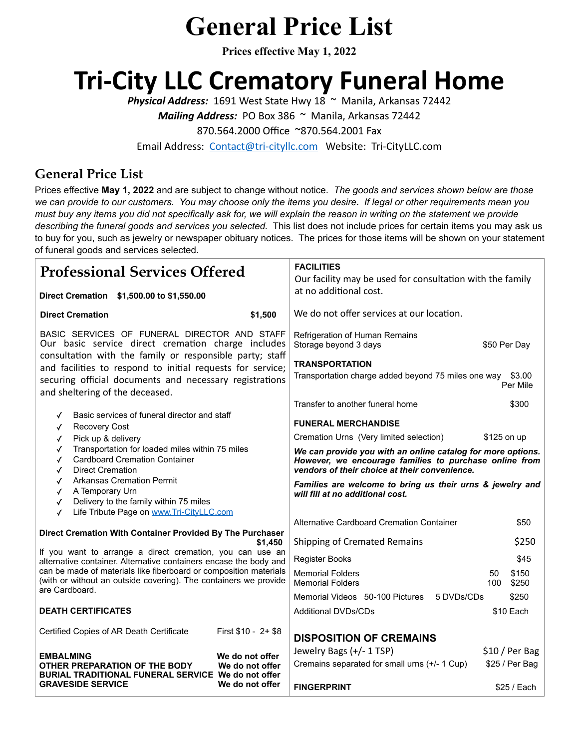# General Price List

**Prices effective May 1, 2022**

# Tri-City LLC Crematory Funeral Home

***Physical Address:*** 1691 West State Hwy 18 ~ Manila, Arkansas 72442

***Mailing Address:*** PO Box 386 ~ Manila, Arkansas 72442

870.564.2000 Office ~870.564.2001 Fax

Email Address: Contact@tri-cityllc.com Website: Tri-CityLLC.com

## General Price List

Prices effective **May 1, 2022** and are subject to change without notice. *The goods and services shown below are those we can provide to our customers. You may choose only the items you desire. If legal or other requirements mean you must buy any items you did not specifically ask for, we will explain the reason in writing on the statement we provide describing the funeral goods and services you selected.* This list does not include prices for certain items you may ask us to buy for you, such as jewelry or newspaper obituary notices. The prices for those items will be shown on your statement of funeral goods and services selected.

## Professional Services Offered

**Direct Cremation $1,500.00 to $1,550.00**

| | |
|---|---|
| **Direct Cremation** | **$1,500** |

BASIC SERVICES OF FUNERAL DIRECTOR AND STAFF Our basic service direct cremation charge includes consultation with the family or responsible party; staff and facilities to respond to initial requests for service; securing official documents and necessary registrations and sheltering of the deceased.

- ✓ Basic services of funeral director and staff
- ✓ Recovery Cost
- ✓ Pick up & delivery
- ✓ Transportation for loaded miles within 75 miles
- ✓ Cardboard Cremation Container
- ✓ Direct Cremation
- ✓ Arkansas Cremation Permit
- ✓ A Temporary Urn
- ✓ Delivery to the family within 75 miles
- ✓ Life Tribute Page on www.Tri-CityLLC.com

**Direct Cremation With Container Provided By The Purchaser $1,450**

If you want to arrange a direct cremation, you can use an alternative container. Alternative containers encase the body and can be made of materials like fiberboard or composition materials (with or without an outside covering). The containers we provide are Cardboard.

**DEATH CERTIFICATES**

| | |
|---|---|
| Certified Copies of AR Death Certificate | First $10 - 2+ $8 |

| | |
|---|---|
| **EMBALMING** | **We do not offer** |
| **OTHER PREPARATION OF THE BODY** | **We do not offer** |
| **BURIAL TRADITIONAL FUNERAL SERVICE** | **We do not offer** |
| **GRAVESIDE SERVICE** | **We do not offer** |

**FACILITIES**

Our facility may be used for consultation with the family at no additional cost.

We do not offer services at our location.

| | |
|---|---|
| Refrigeration of Human Remains Storage beyond 3 days | $50 Per Day |

**TRANSPORTATION**

| | |
|---|---|
| Transportation charge added beyond 75 miles one way | $3.00 Per Mile |
| Transfer to another funeral home | $300 |

**FUNERAL MERCHANDISE**

| | |
|---|---|
| Cremation Urns (Very limited selection) | $125 on up |

***We can provide you with an online catalog for more options. However, we encourage families to purchase online from vendors of their choice at their convenience.***

***Families are welcome to bring us their urns & jewelry and will fill at no additional cost.***

| | | |
|---|---|---|
| Alternative Cardboard Cremation Container | | $50 |
| Shipping of Cremated Remains | | $250 |
| Register Books | | $45 |
| Memorial Folders | 50 | $150 |
| Memorial Folders | 100 | $250 |
| Memorial Videos 50-100 Pictures | 5 DVDs/CDs | $250 |
| Additional DVDs/CDs | | $10 Each |

**DISPOSITION OF CREMAINS**

| | |
|---|---|
| Jewelry Bags (+/- 1 TSP) | $10 / Per Bag |
| Cremains separated for small urns (+/- 1 Cup) | $25 / Per Bag |

| | |
|---|---|
| **FINGERPRINT** | $25 / Each |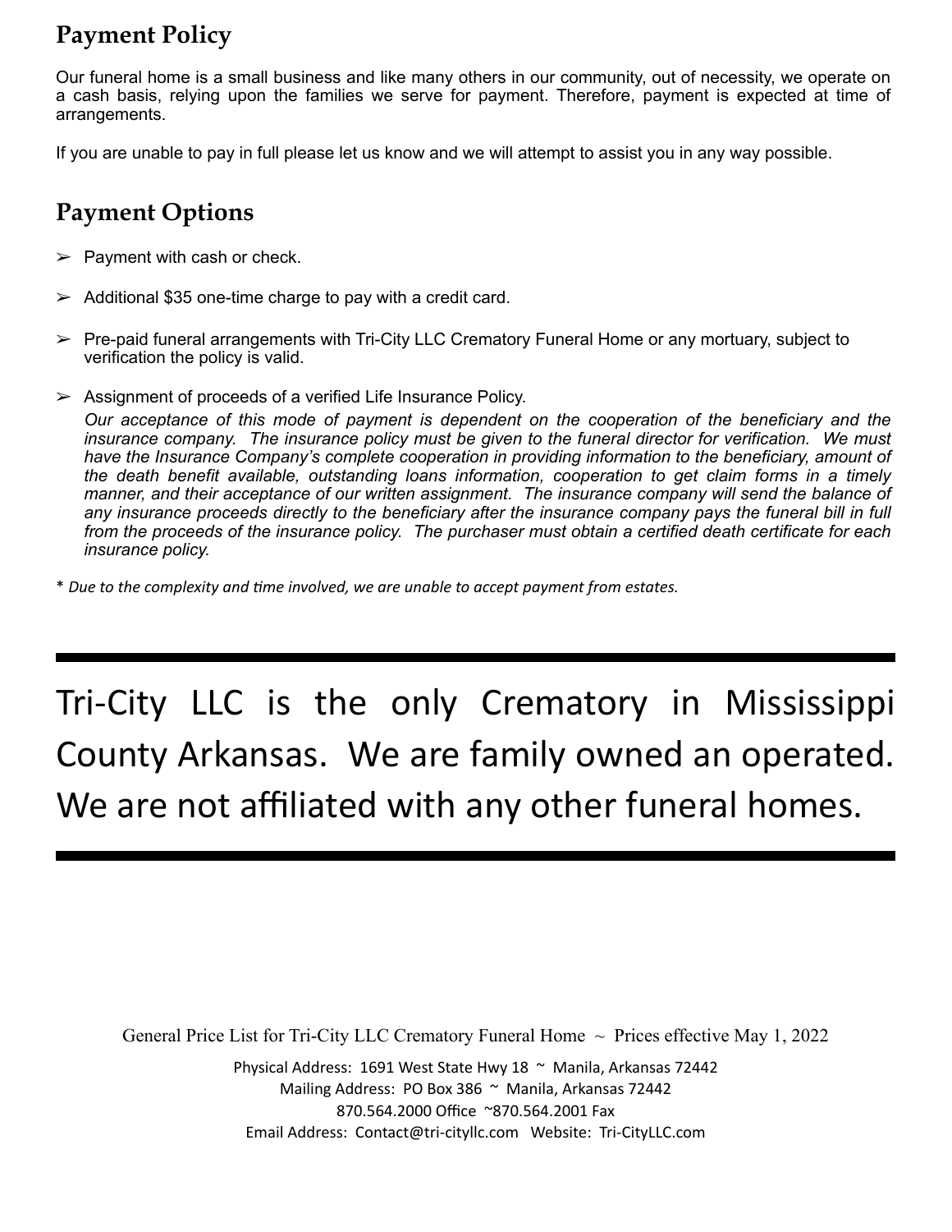## Payment Policy

Our funeral home is a small business and like many others in our community, out of necessity, we operate on a cash basis, relying upon the families we serve for payment. Therefore, payment is expected at time of arrangements.

If you are unable to pay in full please let us know and we will attempt to assist you in any way possible.

## Payment Options

- Payment with cash or check.
- Additional $35 one-time charge to pay with a credit card.
- Pre-paid funeral arrangements with Tri-City LLC Crematory Funeral Home or any mortuary, subject to verification the policy is valid.
- Assignment of proceeds of a verified Life Insurance Policy.
  *Our acceptance of this mode of payment is dependent on the cooperation of the beneficiary and the insurance company. The insurance policy must be given to the funeral director for verification. We must have the Insurance Company's complete cooperation in providing information to the beneficiary, amount of the death benefit available, outstanding loans information, cooperation to get claim forms in a timely manner, and their acceptance of our written assignment. The insurance company will send the balance of any insurance proceeds directly to the beneficiary after the insurance company pays the funeral bill in full from the proceeds of the insurance policy. The purchaser must obtain a certified death certificate for each insurance policy.*

\* *Due to the complexity and time involved, we are unable to accept payment from estates.*

---

Tri-City LLC is the only Crematory in Mississippi County Arkansas. We are family owned an operated. We are not affiliated with any other funeral homes.

---

General Price List for Tri-City LLC Crematory Funeral Home ~ Prices effective May 1, 2022

Physical Address: 1691 West State Hwy 18 ~ Manila, Arkansas 72442
Mailing Address: PO Box 386 ~ Manila, Arkansas 72442
870.564.2000 Office ~870.564.2001 Fax
Email Address: Contact@tri-cityllc.com Website: Tri-CityLLC.com